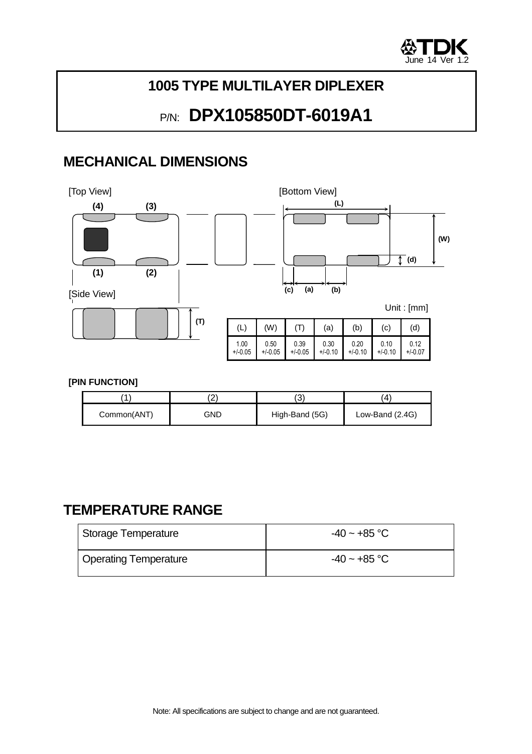# 1005 TYPE MULTILAYER DIPLEXER

## P/N: DPX105850DT-6019A1

## MECHANICAL DIMENSIONS

[Top View]

(4) (3)

(1) (2)

[Bottom View]

(L) (W) (d) (c) (a) (b)

[Side View]

(T)

Unit : [mm]

| (L) | (W) | (T) | (a) | (b) | (c) | (d) |
|---|---|---|---|---|---|---|
| 1.00 +/-0.05 | 0.50 +/-0.05 | 0.39 +/-0.05 | 0.30 +/-0.10 | 0.20 +/-0.10 | 0.10 +/-0.10 | 0.12 +/-0.07 |

**[PIN FUNCTION]**

| (1) | (2) | (3) | (4) |
|---|---|---|---|
| Common(ANT) | GND | High-Band (5G) | Low-Band (2.4G) |

## TEMPERATURE RANGE

| Storage Temperature | -40 ~ +85 °C |
|---|---|
| Operating Temperature | -40 ~ +85 °C |

Note: All specifications are subject to change and are not guaranteed.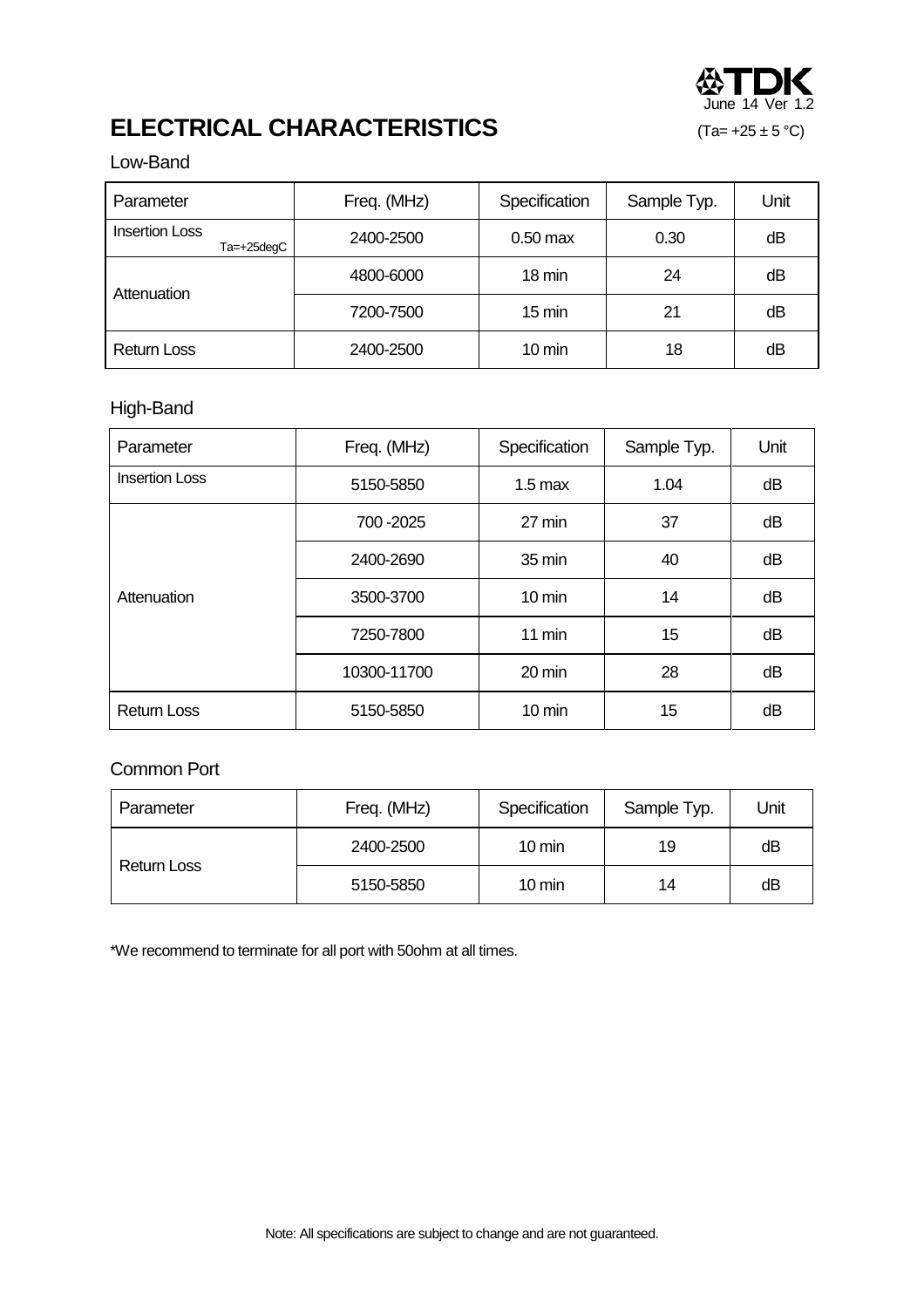# ELECTRICAL CHARACTERISTICS

(Ta= +25 ± 5 °C)

## Low-Band

| Parameter | Freq. (MHz) | Specification | Sample Typ. | Unit |
|---|---|---|---|---|
| Insertion Loss Ta=+25degC | 2400-2500 | 0.50 max | 0.30 | dB |
| Attenuation | 4800-6000 | 18 min | 24 | dB |
| | 7200-7500 | 15 min | 21 | dB |
| Return Loss | 2400-2500 | 10 min | 18 | dB |

## High-Band

| Parameter | Freq. (MHz) | Specification | Sample Typ. | Unit |
|---|---|---|---|---|
| Insertion Loss | 5150-5850 | 1.5 max | 1.04 | dB |
| Attenuation | 700 -2025 | 27 min | 37 | dB |
| | 2400-2690 | 35 min | 40 | dB |
| | 3500-3700 | 10 min | 14 | dB |
| | 7250-7800 | 11 min | 15 | dB |
| | 10300-11700 | 20 min | 28 | dB |
| Return Loss | 5150-5850 | 10 min | 15 | dB |

## Common Port

| Parameter | Freq. (MHz) | Specification | Sample Typ. | Unit |
|---|---|---|---|---|
| Return Loss | 2400-2500 | 10 min | 19 | dB |
| | 5150-5850 | 10 min | 14 | dB |

*We recommend to terminate for all port with 50ohm at all times.

Note: All specifications are subject to change and are not guaranteed.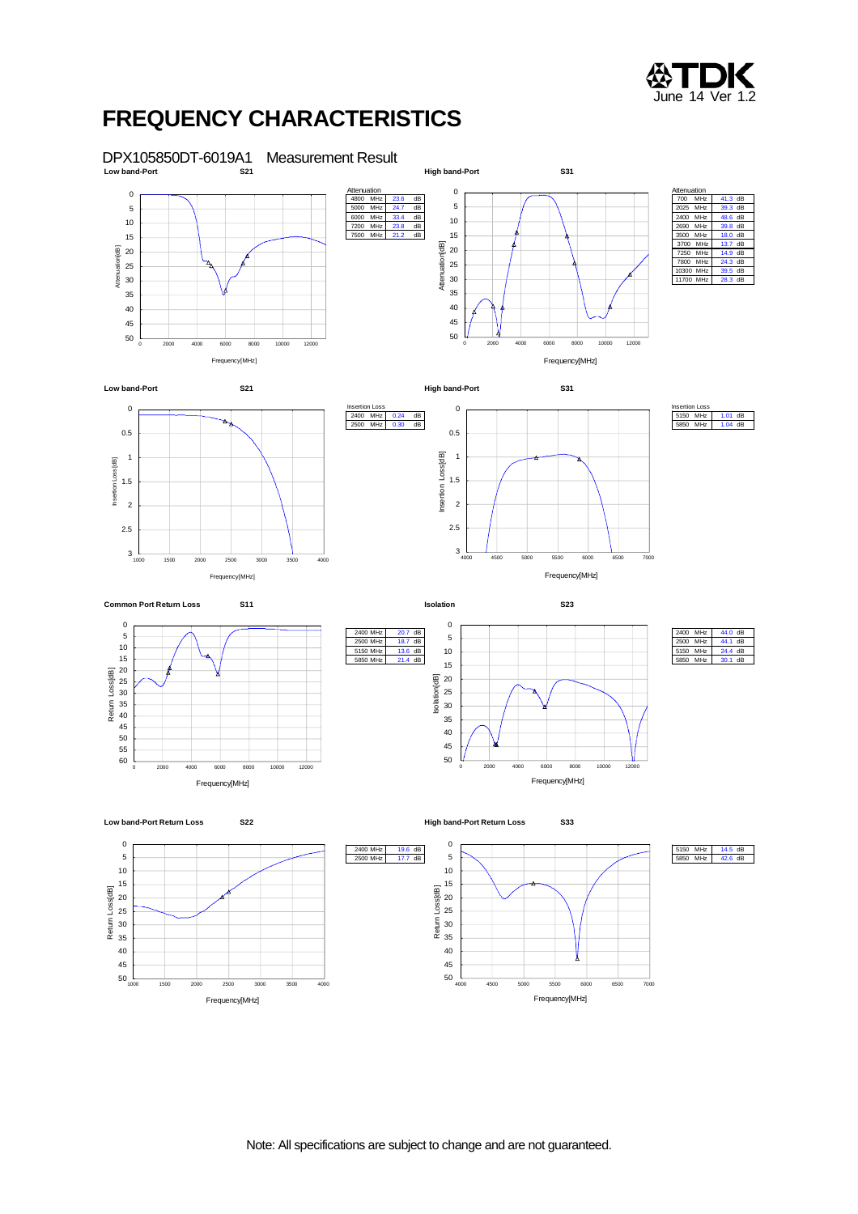# FREQUENCY CHARACTERISTICS

## DPX105850DT-6019A1 Measurement Result

**Low band-Port** **S21**

Attenuation

| | | | |
|---|---|---|---|
| 4800 | MHz | 23.6 | dB |
| 5000 | MHz | 24.7 | dB |
| 6000 | MHz | 33.4 | dB |
| 7200 | MHz | 23.8 | dB |
| 7500 | MHz | 21.2 | dB |

**High band-Port** **S31**

Attenuation

| | | | |
|---|---|---|---|
| 700 | MHz | 41.3 | dB |
| 2025 | MHz | 39.3 | dB |
| 2400 | MHz | 48.6 | dB |
| 2690 | MHz | 39.8 | dB |
| 3500 | MHz | 18.0 | dB |
| 3700 | MHz | 13.7 | dB |
| 7250 | MHz | 14.9 | dB |
| 7800 | MHz | 24.3 | dB |
| 10300 | MHz | 39.5 | dB |
| 11700 | MHz | 28.3 | dB |

**Low band-Port** **S21**

Insertion Loss

| | | | |
|---|---|---|---|
| 2400 | MHz | 0.24 | dB |
| 2500 | MHz | 0.30 | dB |

**High band-Port** **S31**

Insertion Loss

| | | | |
|---|---|---|---|
| 5150 | MHz | 1.01 | dB |
| 5850 | MHz | 1.04 | dB |

**Common Port Return Loss** **S11**

| | | | |
|---|---|---|---|
| 2400 | MHz | 20.7 | dB |
| 2500 | MHz | 18.7 | dB |
| 5150 | MHz | 13.6 | dB |
| 5850 | MHz | 21.4 | dB |

**Isolation** **S23**

| | | | |
|---|---|---|---|
| 2400 | MHz | 44.0 | dB |
| 2500 | MHz | 44.1 | dB |
| 5150 | MHz | 24.4 | dB |
| 5850 | MHz | 30.1 | dB |

**Low band-Port Return Loss** **S22**

| | | | |
|---|---|---|---|
| 2400 | MHz | 19.6 | dB |
| 2500 | MHz | 17.7 | dB |

**High band-Port Return Loss** **S33**

| | | | |
|---|---|---|---|
| 5150 | MHz | 14.5 | dB |
| 5850 | MHz | 42.6 | dB |

Note: All specifications are subject to change and are not guaranteed.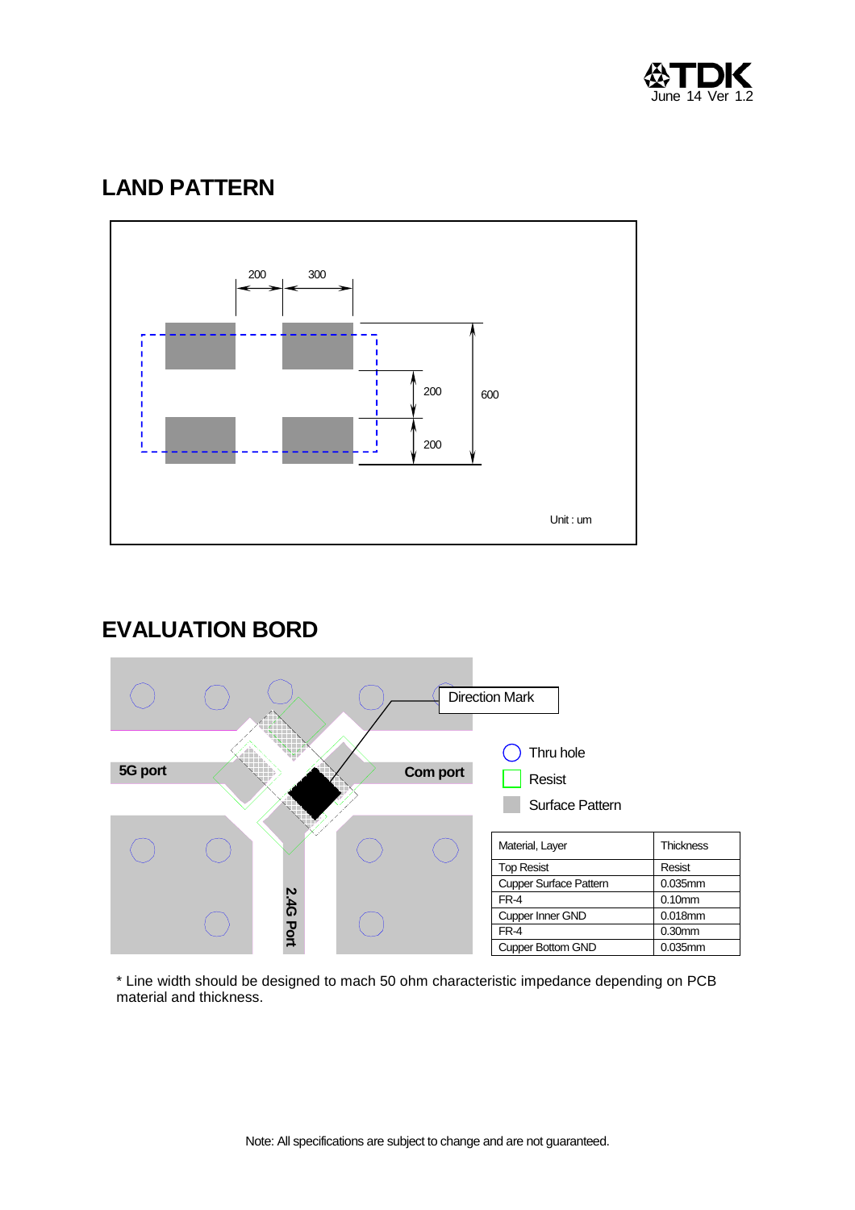## LAND PATTERN

200 300

200 600

200

Unit : um

## EVALUATION BORD

Direction Mark

5G port

Com port

2.4G Port

Thru hole

Resist

Surface Pattern

| Material, Layer | Thickness |
|---|---|
| Top Resist | Resist |
| Cupper Surface Pattern | 0.035mm |
| FR-4 | 0.10mm |
| Cupper Inner GND | 0.018mm |
| FR-4 | 0.30mm |
| Cupper Bottom GND | 0.035mm |

* Line width should be designed to mach 50 ohm characteristic impedance depending on PCB material and thickness.

Note: All specifications are subject to change and are not guaranteed.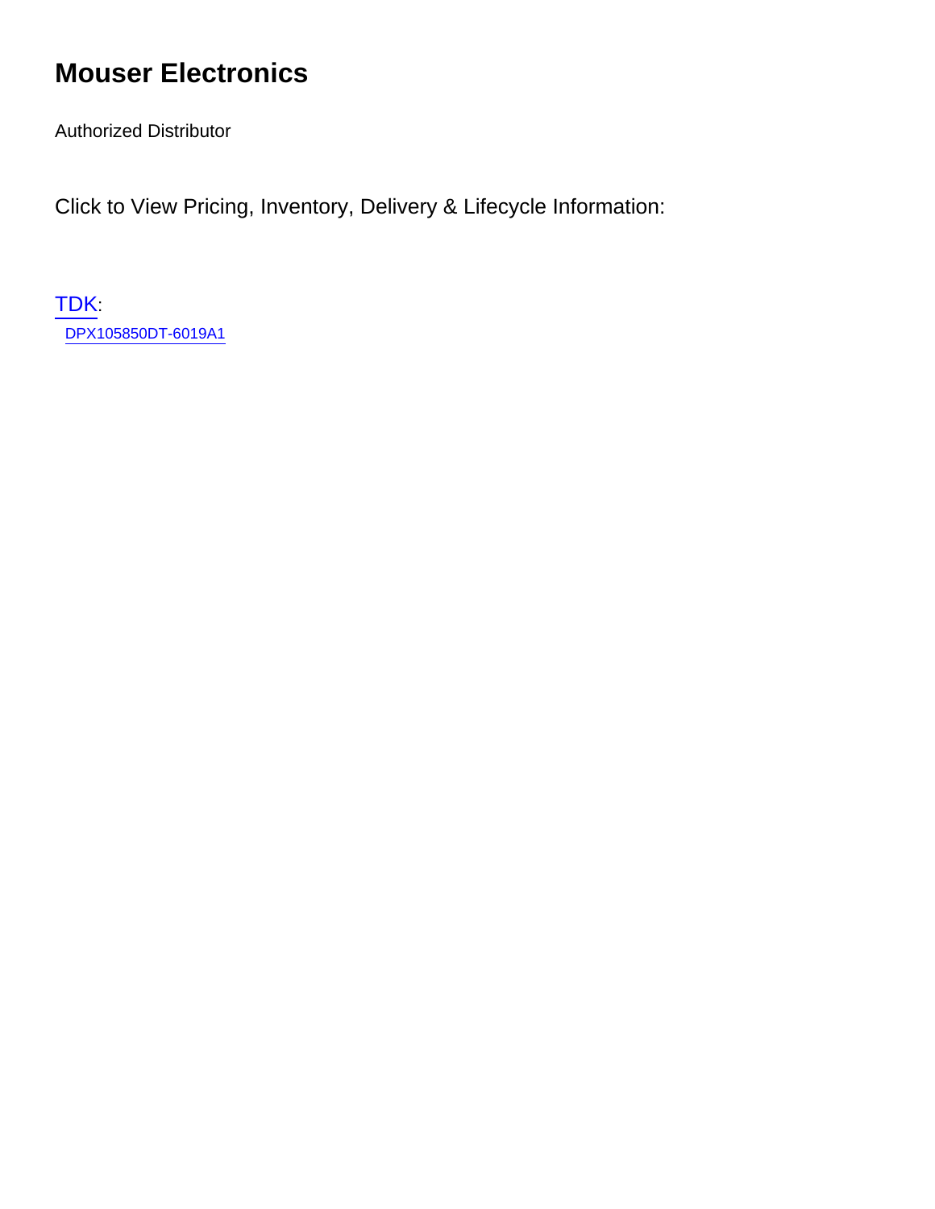# Mouser Electronics

Authorized Distributor

Click to View Pricing, Inventory, Delivery & Lifecycle Information:

TDK:

DPX105850DT-6019A1